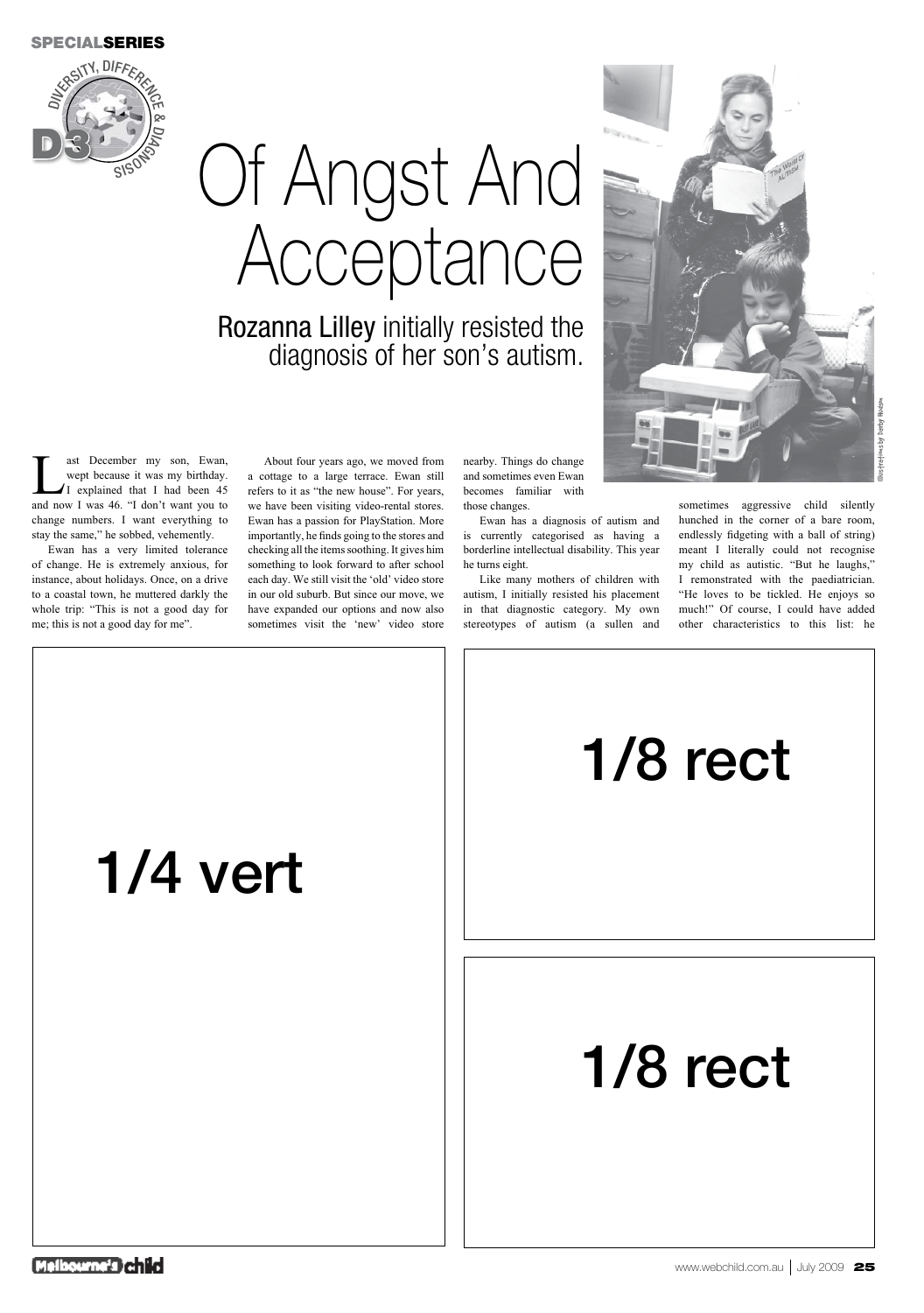SPECIAL SERIES

DIVERSITY, DIFFERENCE & DIAGNOSIS D3

# Of Angst And Acceptance

## Rozanna Lilley initially resisted the diagnosis of her son's autism.

Illustrations by Darby Hudson

Last December my son, Ewan, wept because it was my birthday. I explained that I had been 45 and now I was 46. "I don't want you to change numbers. I want everything to stay the same," he sobbed, vehemently.

Ewan has a very limited tolerance of change. He is extremely anxious, for instance, about holidays. Once, on a drive to a coastal town, he muttered darkly the whole trip: "This is not a good day for me; this is not a good day for me".

About four years ago, we moved from a cottage to a large terrace. Ewan still refers to it as "the new house". For years, we have been visiting video-rental stores. Ewan has a passion for PlayStation. More importantly, he finds going to the stores and checking all the items soothing. It gives him something to look forward to after school each day. We still visit the 'old' video store in our old suburb. But since our move, we have expanded our options and now also sometimes visit the 'new' video store nearby. Things do change and sometimes even Ewan becomes familiar with those changes.

Ewan has a diagnosis of autism and is currently categorised as having a borderline intellectual disability. This year he turns eight.

Like many mothers of children with autism, I initially resisted his placement in that diagnostic category. My own stereotypes of autism (a sullen and sometimes aggressive child silently hunched in the corner of a bare room, endlessly fidgeting with a ball of string) meant I literally could not recognise my child as autistic. "But he laughs," I remonstrated with the paediatrician. "He loves to be tickled. He enjoys so much!" Of course, I could have added other characteristics to this list: he

1/4 vert

1/8 rect

1/8 rect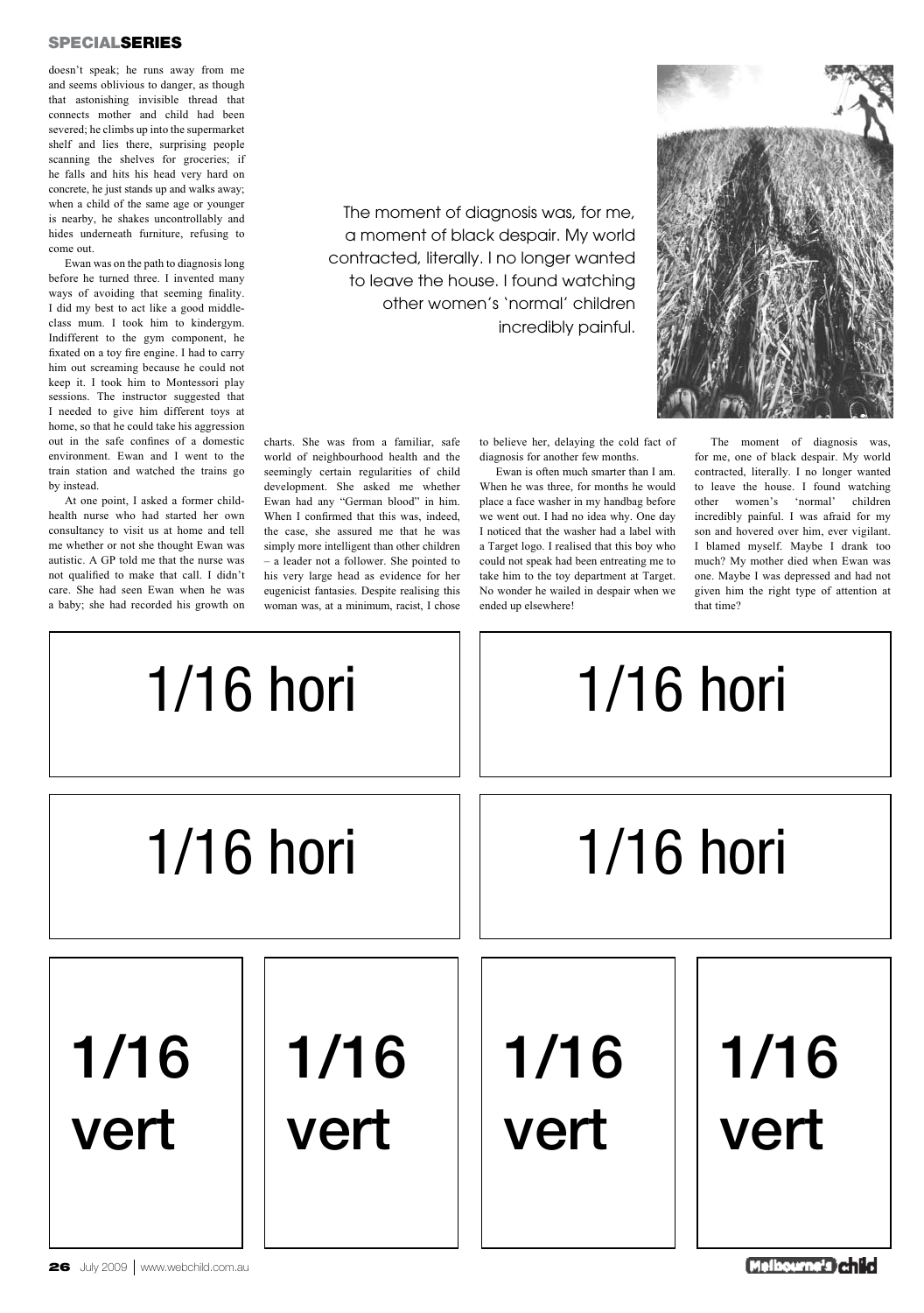doesn't speak; he runs away from me and seems oblivious to danger, as though that astonishing invisible thread that connects mother and child had been severed; he climbs up into the supermarket shelf and lies there, surprising people scanning the shelves for groceries; if he falls and hits his head very hard on concrete, he just stands up and walks away; when a child of the same age or younger is nearby, he shakes uncontrollably and hides underneath furniture, refusing to come out.

Ewan was on the path to diagnosis long before he turned three. I invented many ways of avoiding that seeming finality. I did my best to act like a good middle-class mum. I took him to kindergym. Indifferent to the gym component, he fixated on a toy fire engine. I had to carry him out screaming because he could not keep it. I took him to Montessori play sessions. The instructor suggested that I needed to give him different toys at home, so that he could take his aggression out in the safe confines of a domestic environment. Ewan and I went to the train station and watched the trains go by instead.

At one point, I asked a former child-health nurse who had started her own consultancy to visit us at home and tell me whether or not she thought Ewan was autistic. A GP told me that the nurse was not qualified to make that call. I didn't care. She had seen Ewan when he was a baby; she had recorded his growth on charts. She was from a familiar, safe world of neighbourhood health and the seemingly certain regularities of child development. She asked me whether Ewan had any "German blood" in him. When I confirmed that this was, indeed, the case, she assured me that he was simply more intelligent than other children – a leader not a follower. She pointed to his very large head as evidence for her eugenicist fantasies. Despite realising this woman was, at a minimum, racist, I chose to believe her, delaying the cold fact of diagnosis for another few months.

> The moment of diagnosis was, for me, a moment of black despair. My world contracted, literally. I no longer wanted to leave the house. I found watching other women's 'normal' children incredibly painful.

Ewan is often much smarter than I am. When he was three, for months he would place a face washer in my handbag before we went out. I had no idea why. One day I noticed that the washer had a label with a Target logo. I realised that this boy who could not speak had been entreating me to take him to the toy department at Target. No wonder he wailed in despair when we ended up elsewhere!

The moment of diagnosis was, for me, one of black despair. My world contracted, literally. I no longer wanted to leave the house. I found watching other women's 'normal' children incredibly painful. I was afraid for my son and hovered over him, ever vigilant. I blamed myself. Maybe I drank too much? My mother died when Ewan was one. Maybe I was depressed and had not given him the right type of attention at that time?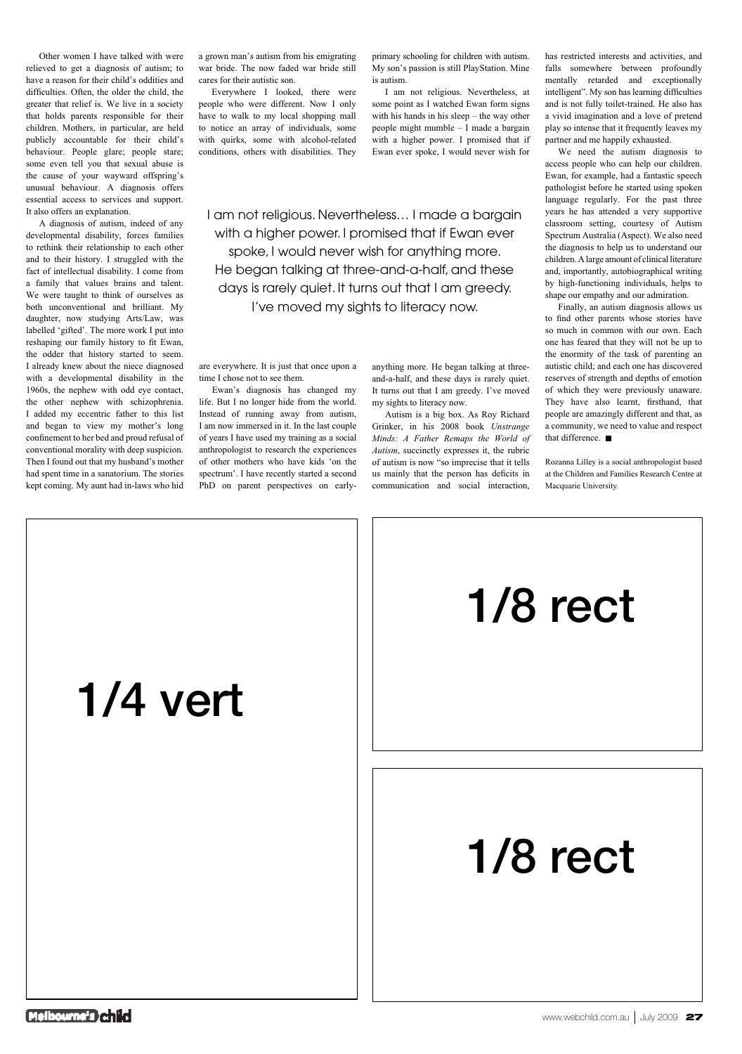Other women I have talked with were relieved to get a diagnosis of autism; to have a reason for their child's oddities and difficulties. Often, the older the child, the greater that relief is. We live in a society that holds parents responsible for their children. Mothers, in particular, are held publicly accountable for their child's behaviour. People glare; people stare; some even tell you that sexual abuse is the cause of your wayward offspring's unusual behaviour. A diagnosis offers essential access to services and support. It also offers an explanation.

A diagnosis of autism, indeed of any developmental disability, forces families to rethink their relationship to each other and to their history. I struggled with the fact of intellectual disability. I come from a family that values brains and talent. We were taught to think of ourselves as both unconventional and brilliant. My daughter, now studying Arts/Law, was labelled 'gifted'. The more work I put into reshaping our family history to fit Ewan, the odder that history started to seem. I already knew about the niece diagnosed with a developmental disability in the 1960s, the nephew with odd eye contact, the other nephew with schizophrenia. I added my eccentric father to this list and began to view my mother's long confinement to her bed and proud refusal of conventional morality with deep suspicion. Then I found out that my husband's mother had spent time in a sanatorium. The stories kept coming. My aunt had in-laws who hid a grown man's autism from his emigrating war bride. The now faded war bride still cares for their autistic son.

Everywhere I looked, there were people who were different. Now I only have to walk to my local shopping mall to notice an array of individuals, some with quirks, some with alcohol-related conditions, others with disabilities. They are everywhere. It is just that once upon a time I chose not to see them.

Ewan's diagnosis has changed my life. But I no longer hide from the world. Instead of running away from autism, I am now immersed in it. In the last couple of years I have used my training as a social anthropologist to research the experiences of other mothers who have kids 'on the spectrum'. I have recently started a second PhD on parent perspectives on early-primary schooling for children with autism. My son's passion is still PlayStation. Mine is autism.

I am not religious. Nevertheless, at some point as I watched Ewan form signs with his hands in his sleep – the way other people might mumble – I made a bargain with a higher power. I promised that if Ewan ever spoke, I would never wish for anything more. He began talking at three-and-a-half, and these days is rarely quiet. It turns out that I am greedy. I've moved my sights to literacy now.

> I am not religious. Nevertheless… I made a bargain with a higher power. I promised that if Ewan ever spoke, I would never wish for anything more. He began talking at three-and-a-half, and these days is rarely quiet. It turns out that I am greedy. I've moved my sights to literacy now.

Autism is a big box. As Roy Richard Grinker, in his 2008 book *Unstrange Minds: A Father Remaps the World of Autism*, succinctly expresses it, the rubric of autism is now "so imprecise that it tells us mainly that the person has deficits in communication and social interaction, has restricted interests and activities, and falls somewhere between profoundly mentally retarded and exceptionally intelligent". My son has learning difficulties and is not fully toilet-trained. He also has a vivid imagination and a love of pretend play so intense that it frequently leaves my partner and me happily exhausted.

We need the autism diagnosis to access people who can help our children. Ewan, for example, had a fantastic speech pathologist before he started using spoken language regularly. For the past three years he has attended a very supportive classroom setting, courtesy of Autism Spectrum Australia (Aspect). We also need the diagnosis to help us to understand our children. A large amount of clinical literature and, importantly, autobiographical writing by high-functioning individuals, helps to shape our empathy and our admiration.

Finally, an autism diagnosis allows us to find other parents whose stories have so much in common with our own. Each one has feared that they will not be up to the enormity of the task of parenting an autistic child; and each one has discovered reserves of strength and depths of emotion of which they were previously unaware. They have also learnt, firsthand, that people are amazingly different and that, as a community, we need to value and respect that difference. ■

Rozanna Lilley is a social anthropologist based at the Children and Families Research Centre at Macquarie University.

1/4 vert

1/8 rect

1/8 rect